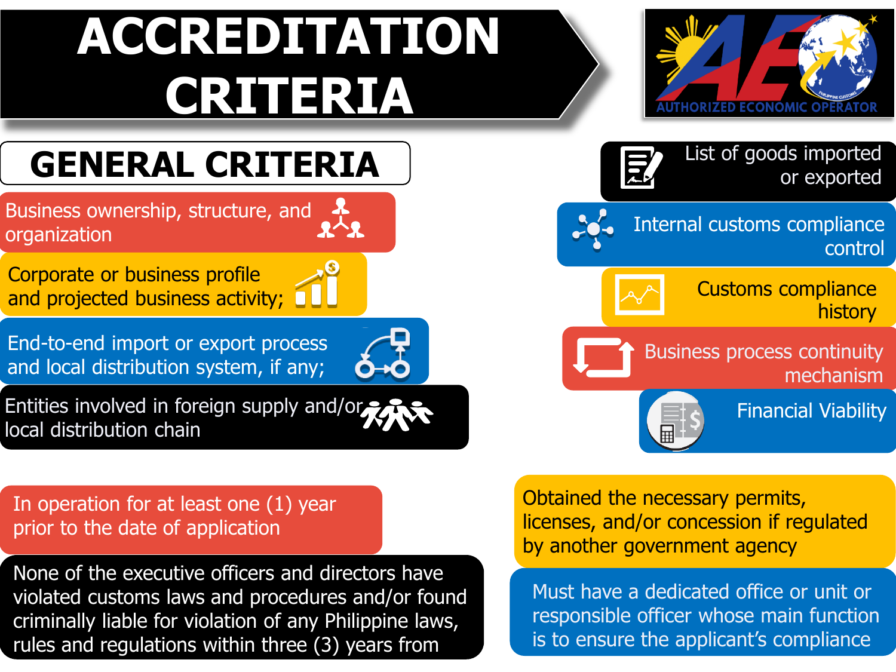# ACCREDITATION CRITERIA

AUTHORIZED ECONOMIC OPERATOR

## GENERAL CRITERIA

- Business ownership, structure, and organization
- Corporate or business profile and projected business activity;
- End-to-end import or export process and local distribution system, if any;
- Entities involved in foreign supply and/or local distribution chain
- List of goods imported or exported
- Internal customs compliance control
- Customs compliance history
- Business process continuity mechanism
- Financial Viability

- In operation for at least one (1) year prior to the date of application
- None of the executive officers and directors have violated customs laws and procedures and/or found criminally liable for violation of any Philippine laws, rules and regulations within three (3) years from
- Obtained the necessary permits, licenses, and/or concession if regulated by another government agency
- Must have a dedicated office or unit or responsible officer whose main function is to ensure the applicant's compliance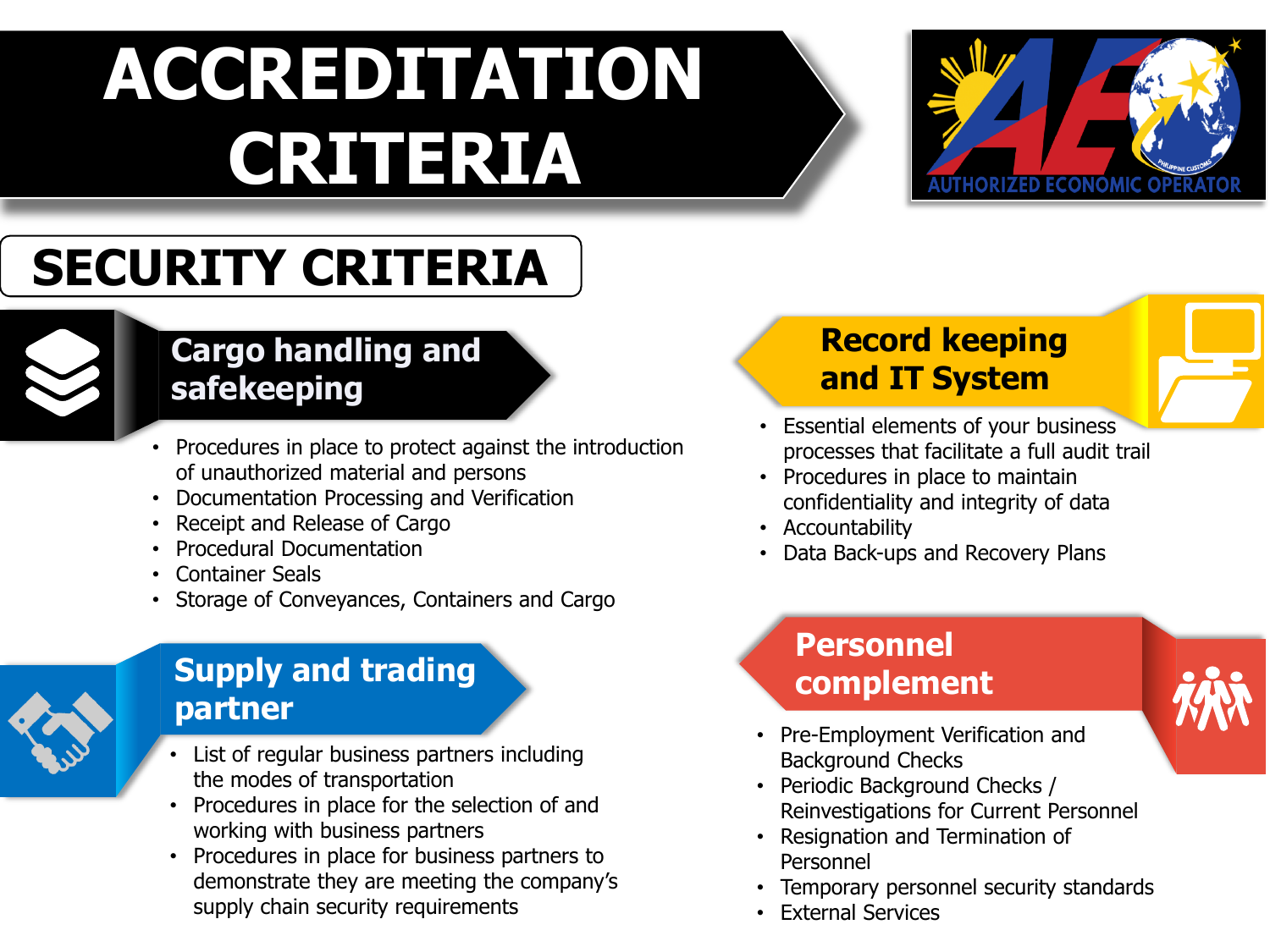# ACCREDITATION CRITERIA

## SECURITY CRITERIA

### Cargo handling and safekeeping

- Procedures in place to protect against the introduction of unauthorized material and persons
- Documentation Processing and Verification
- Receipt and Release of Cargo
- Procedural Documentation
- Container Seals
- Storage of Conveyances, Containers and Cargo

### Record keeping and IT System

- Essential elements of your business processes that facilitate a full audit trail
- Procedures in place to maintain confidentiality and integrity of data
- Accountability
- Data Back-ups and Recovery Plans

### Supply and trading partner

- List of regular business partners including the modes of transportation
- Procedures in place for the selection of and working with business partners
- Procedures in place for business partners to demonstrate they are meeting the company's supply chain security requirements

### Personnel complement

- Pre-Employment Verification and Background Checks
- Periodic Background Checks / Reinvestigations for Current Personnel
- Resignation and Termination of Personnel
- Temporary personnel security standards
- External Services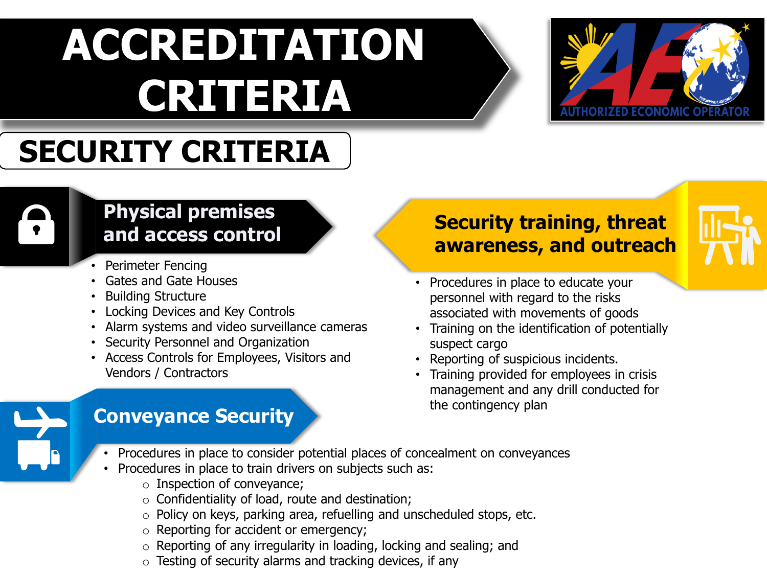# ACCREDITATION CRITERIA

AUTHORIZED ECONOMIC OPERATOR

## SECURITY CRITERIA

### Physical premises and access control

- Perimeter Fencing
- Gates and Gate Houses
- Building Structure
- Locking Devices and Key Controls
- Alarm systems and video surveillance cameras
- Security Personnel and Organization
- Access Controls for Employees, Visitors and Vendors / Contractors

### Security training, threat awareness, and outreach

- Procedures in place to educate your personnel with regard to the risks associated with movements of goods
- Training on the identification of potentially suspect cargo
- Reporting of suspicious incidents.
- Training provided for employees in crisis management and any drill conducted for the contingency plan

### Conveyance Security

- Procedures in place to consider potential places of concealment on conveyances
- Procedures in place to train drivers on subjects such as:
  - Inspection of conveyance;
  - Confidentiality of load, route and destination;
  - Policy on keys, parking area, refuelling and unscheduled stops, etc.
  - Reporting for accident or emergency;
  - Reporting of any irregularity in loading, locking and sealing; and
  - Testing of security alarms and tracking devices, if any